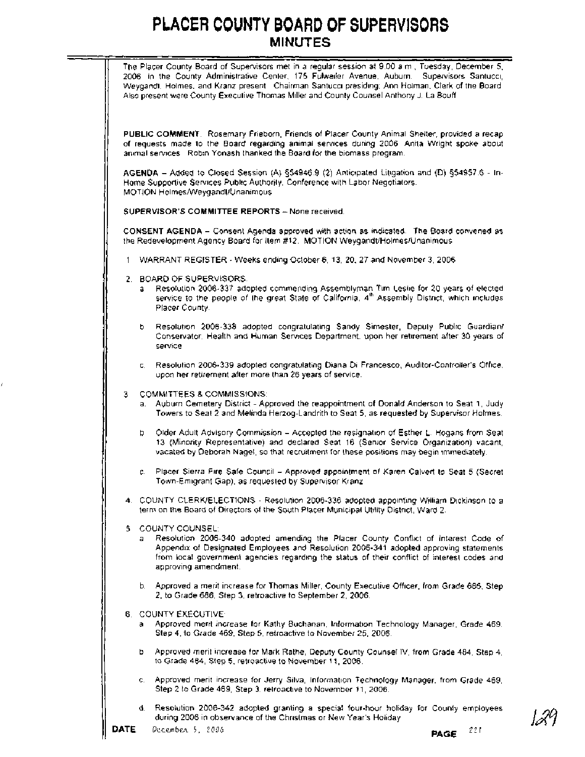# PLACER COUNTY BOARD OF SUPERVISORS
## MINUTES

The Placer County Board of Supervisors met in a regular session at 9:00 a.m., Tuesday, December 5, 2006 in the County Administrative Center, 175 Fulweiler Avenue, Auburn. Supervisors Santucci, Weygandt, Holmes, and Kranz present. Chairman Santucci presiding; Ann Holman, Clerk of the Board. Also present were County Executive Thomas Miller and County Counsel Anthony J. La Bouff.

**PUBLIC COMMENT**: Rosemary Frieborn, Friends of Placer County Animal Shelter, provided a recap of requests made to the Board regarding animal services during 2006. Anita Wright spoke about animal services. Robin Yonash thanked the Board for the biomass program.

**AGENDA** – Added to Closed Session (A) §54946.9 (2) Anticipated Litigation and (D) §54957.6 - In-Home Supportive Services Public Authority, Conference with Labor Negotiators.
MOTION Holmes/Weygandt/Unanimous

**SUPERVISOR'S COMMITTEE REPORTS** – None received.

**CONSENT AGENDA** – Consent Agenda approved with action as indicated. The Board convened as the Redevelopment Agency Board for Item #12. MOTION Weygandt/Holmes/Unanimous

1. WARRANT REGISTER - Weeks ending October 6, 13, 20, 27 and November 3, 2006

2. BOARD OF SUPERVISORS:
   a. Resolution 2006-337 adopted commending Assemblyman Tim Leslie for 20 years of elected service to the people of the great State of California, 4th Assembly District, which includes Placer County.

   b. Resolution 2006-338 adopted congratulating Sandy Simester, Deputy Public Guardian/Conservator, Health and Human Services Department, upon her retirement after 30 years of service.

   c. Resolution 2006-339 adopted congratulating Diana Di Francesco, Auditor-Controller's Office, upon her retirement after more than 26 years of service.

3. COMMITTEES & COMMISSIONS:
   a. Auburn Cemetery District - Approved the reappointment of Donald Anderson to Seat 1, Judy Towers to Seat 2 and Melinda Herzog-Landrith to Seat 5, as requested by Supervisor Holmes.

   b. Older Adult Advisory Commission – Accepted the resignation of Esther L. Hogans from Seat 13 (Minority Representative) and declared Seat 16 (Senior Service Organization) vacant, vacated by Deborah Nagel, so that recruitment for these positions may begin immediately.

   c. Placer Sierra Fire Safe Council – Approved appointment of Karen Calvert to Seat 5 (Secret Town-Emigrant Gap), as requested by Supervisor Kranz.

4. COUNTY CLERK/ELECTIONS - Resolution 2006-336 adopted appointing William Dickinson to a term on the Board of Directors of the South Placer Municipal Utility District, Ward 2.

5. COUNTY COUNSEL:
   a. Resolution 2006-340 adopted amending the Placer County Conflict of Interest Code of Appendix of Designated Employees and Resolution 2006-341 adopted approving statements from local government agencies regarding the status of their conflict of interest codes and approving amendment.

   b. Approved a merit increase for Thomas Miller, County Executive Officer, from Grade 686, Step 2, to Grade 686, Step 3, retroactive to September 2, 2006.

6. COUNTY EXECUTIVE:
   a. Approved merit increase for Kathy Buchanan, Information Technology Manager, Grade 469, Step 4, to Grade 469, Step 5, retroactive to November 25, 2006.

   b. Approved merit increase for Mark Rathe, Deputy County Counsel IV, from Grade 484, Step 4, to Grade 484, Step 5, retroactive to November 11, 2006.

   c. Approved merit increase for Jerry Silva, Information Technology Manager, from Grade 469, Step 2 to Grade 469, Step 3, retroactive to November 11, 2006.

   d. Resolution 2006-342 adopted granting a special four-hour holiday for County employees during 2006 in observance of the Christmas or New Year's Holiday.

**DATE** December 5, 2006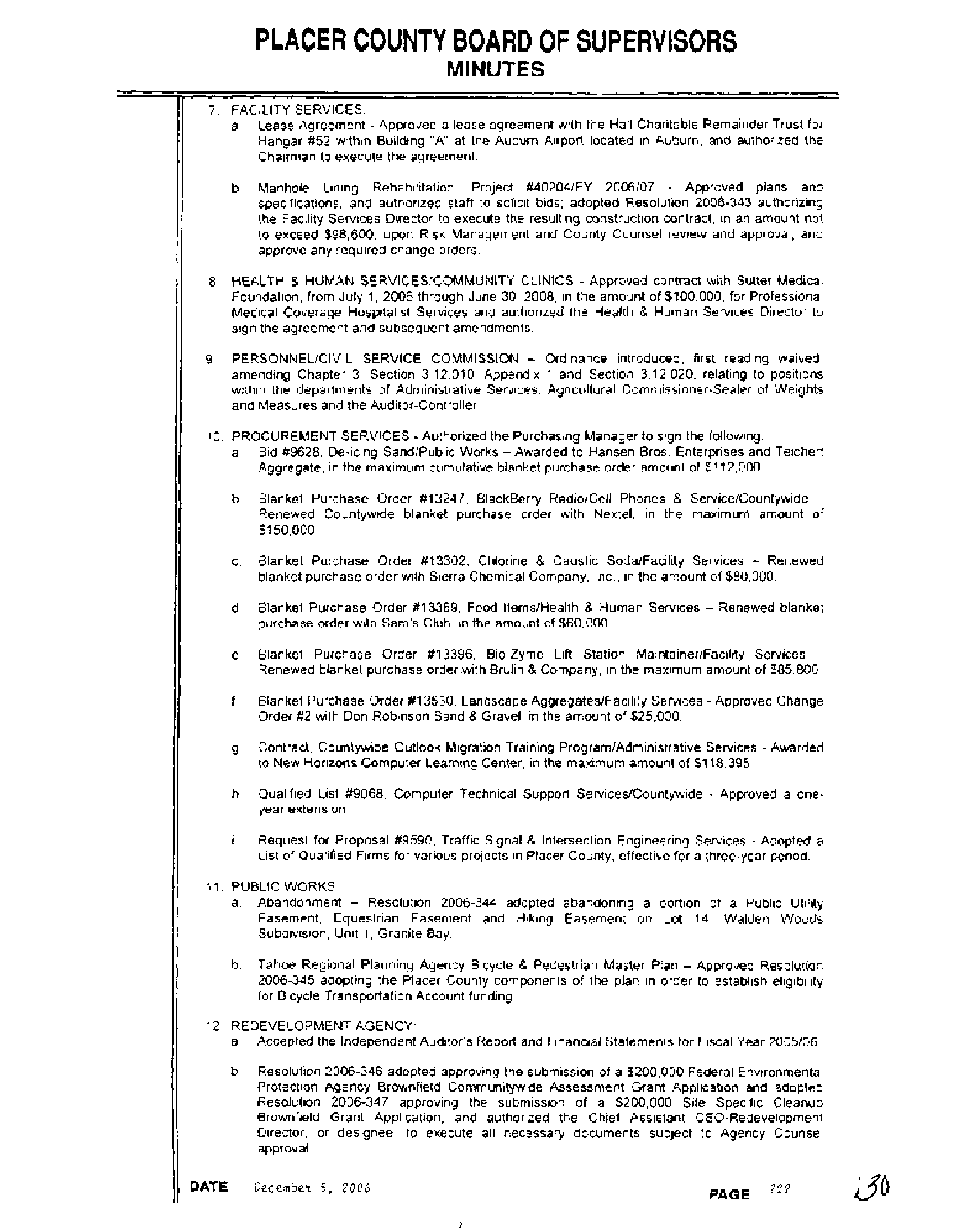7. FACILITY SERVICES:
   a. Lease Agreement - Approved a lease agreement with the Hall Charitable Remainder Trust for Hangar #52 within Building "A" at the Auburn Airport located in Auburn, and authorized the Chairman to execute the agreement.

   b. Manhole Lining Rehabilitation, Project #40204/FY 2006/07 - Approved plans and specifications, and authorized staff to solicit bids; adopted Resolution 2006-343 authorizing the Facility Services Director to execute the resulting construction contract, in an amount not to exceed $98,600, upon Risk Management and County Counsel review and approval, and approve any required change orders.

8. HEALTH & HUMAN SERVICES/COMMUNITY CLINICS - Approved contract with Sutter Medical Foundation, from July 1, 2006 through June 30, 2008, in the amount of $100,000, for Professional Medical Coverage Hospitalist Services and authorized the Health & Human Services Director to sign the agreement and subsequent amendments.

9. PERSONNEL/CIVIL SERVICE COMMISSION – Ordinance introduced, first reading waived, amending Chapter 3, Section 3.12.010, Appendix 1 and Section 3.12.020, relating to positions within the departments of Administrative Services, Agricultural Commissioner-Sealer of Weights and Measures and the Auditor-Controller.

10. PROCUREMENT SERVICES - Authorized the Purchasing Manager to sign the following:
    a. Bid #9626, De-icing Sand/Public Works – Awarded to Hansen Bros. Enterprises and Teichert Aggregate, in the maximum cumulative blanket purchase order amount of $112,000.

    b. Blanket Purchase Order #13247, BlackBerry Radio/Cell Phones & Service/Countywide – Renewed Countywide blanket purchase order with Nextel, in the maximum amount of $150,000.

    c. Blanket Purchase Order #13302, Chlorine & Caustic Soda/Facility Services – Renewed blanket purchase order with Sierra Chemical Company, Inc., in the amount of $80,000.

    d. Blanket Purchase Order #13389, Food Items/Health & Human Services – Renewed blanket purchase order with Sam's Club, in the amount of $60,000.

    e. Blanket Purchase Order #13396, Bio-Zyme Lift Station Maintainer/Facility Services – Renewed blanket purchase order with Brulin & Company, in the maximum amount of $85,800.

    f. Blanket Purchase Order #13530, Landscape Aggregates/Facility Services - Approved Change Order #2 with Don Robinson Sand & Gravel, in the amount of $25,000.

    g. Contract, Countywide Outlook Migration Training Program/Administrative Services - Awarded to New Horizons Computer Learning Center, in the maximum amount of $118,395.

    h. Qualified List #9068, Computer Technical Support Services/Countywide - Approved a one-year extension.

    i. Request for Proposal #9590, Traffic Signal & Intersection Engineering Services - Adopted a List of Qualified Firms for various projects in Placer County, effective for a three-year period.

11. PUBLIC WORKS:
    a. Abandonment – Resolution 2006-344 adopted abandoning a portion of a Public Utility Easement, Equestrian Easement and Hiking Easement on Lot 14, Walden Woods Subdivision, Unit 1, Granite Bay.

    b. Tahoe Regional Planning Agency Bicycle & Pedestrian Master Plan – Approved Resolution 2006-345 adopting the Placer County components of the plan in order to establish eligibility for Bicycle Transportation Account funding.

12. REDEVELOPMENT AGENCY:
    a. Accepted the Independent Auditor's Report and Financial Statements for Fiscal Year 2005/06.

    b. Resolution 2006-346 adopted approving the submission of a $200,000 Federal Environmental Protection Agency Brownfield Communitywide Assessment Grant Application and adopted Resolution 2006-347 approving the submission of a $200,000 Site Specific Cleanup Brownfield Grant Application, and authorized the Chief Assistant CEO-Redevelopment Director, or designee to execute all necessary documents subject to Agency Counsel approval.

DATE December 5, 2006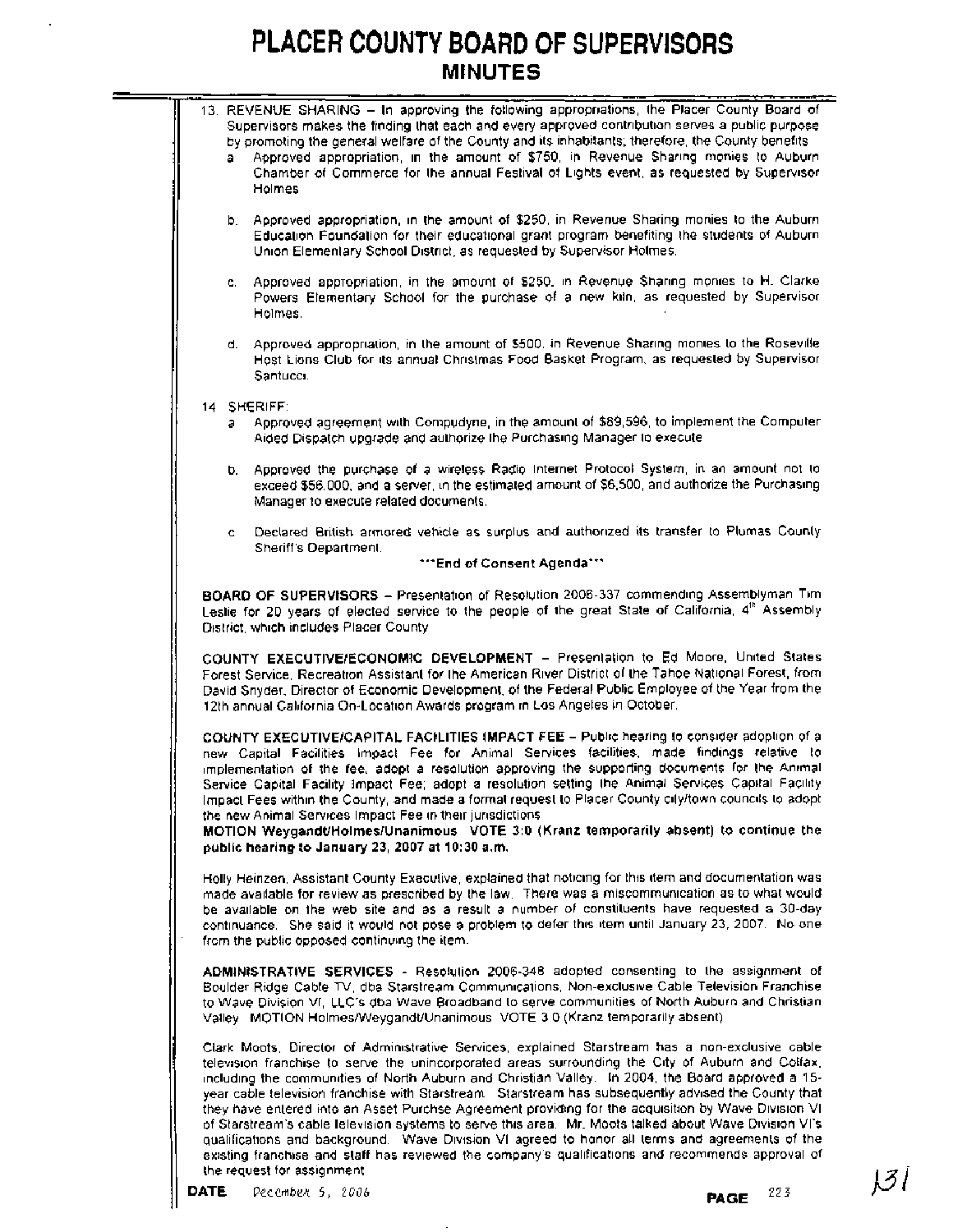13. REVENUE SHARING – In approving the following appropriations, the Placer County Board of Supervisors makes the finding that each and every approved contribution serves a public purpose by promoting the general welfare of the County and its inhabitants; therefore, the County benefits

   a. Approved appropriation, in the amount of $750, in Revenue Sharing monies to Auburn Chamber of Commerce for the annual Festival of Lights event, as requested by Supervisor Holmes.

   b. Approved appropriation, in the amount of $250, in Revenue Sharing monies to the Auburn Education Foundation for their educational grant program benefiting the students of Auburn Union Elementary School District, as requested by Supervisor Holmes.

   c. Approved appropriation, in the amount of $250, in Revenue Sharing monies to H. Clarke Powers Elementary School for the purchase of a new kiln, as requested by Supervisor Holmes.

   d. Approved appropriation, in the amount of $500, in Revenue Sharing monies to the Roseville Host Lions Club for its annual Christmas Food Basket Program, as requested by Supervisor Santucci.

14. SHERIFF:

   a. Approved agreement with Compudyne, in the amount of $89,596, to implement the Computer Aided Dispatch upgrade and authorize the Purchasing Manager to execute.

   b. Approved the purchase of a wireless Radio Internet Protocol System, in an amount not to exceed $56,000, and a server, in the estimated amount of $6,500, and authorize the Purchasing Manager to execute related documents.

   c. Declared British armored vehicle as surplus and authorized its transfer to Plumas County Sheriff's Department.

***End of Consent Agenda***

**BOARD OF SUPERVISORS** – Presentation of Resolution 2006-337 commending Assemblyman Tim Leslie for 20 years of elected service to the people of the great State of California, 4th Assembly District, which includes Placer County.

**COUNTY EXECUTIVE/ECONOMIC DEVELOPMENT** – Presentation to Ed Moore, United States Forest Service, Recreation Assistant for the American River District of the Tahoe National Forest, from David Snyder, Director of Economic Development, of the Federal Public Employee of the Year from the 12th annual California On-Location Awards program in Los Angeles in October.

**COUNTY EXECUTIVE/CAPITAL FACILITIES IMPACT FEE** – Public hearing to consider adoption of a new Capital Facilities Impact Fee for Animal Services facilities, made findings relative to implementation of the fee, adopt a resolution approving the supporting documents for the Animal Service Capital Facility Impact Fee; adopt a resolution setting the Animal Services Capital Facility Impact Fees within the County, and made a formal request to Placer County city/town councils to adopt the new Animal Services Impact Fee in their jurisdictions.
**MOTION Weygandt/Holmes/Unanimous VOTE 3:0 (Kranz temporarily absent) to continue the public hearing to January 23, 2007 at 10:30 a.m.**

Holly Heinzen, Assistant County Executive, explained that noticing for this item and documentation was made available for review as prescribed by the law. There was a miscommunication as to what would be available on the web site and as a result a number of constituents have requested a 30-day continuance. She said it would not pose a problem to defer this item until January 23, 2007. No one from the public opposed continuing the item.

**ADMINISTRATIVE SERVICES** - Resolution 2006-348 adopted consenting to the assignment of Boulder Ridge Cable TV, dba Starstream Communications, Non-exclusive Cable Television Franchise to Wave Division VI, LLC's dba Wave Broadband to serve communities of North Auburn and Christian Valley. MOTION Holmes/Weygandt/Unanimous VOTE 3:0 (Kranz temporarily absent)

Clark Moots, Director of Administrative Services, explained Starstream has a non-exclusive cable television franchise to serve the unincorporated areas surrounding the City of Auburn and Colfax, including the communities of North Auburn and Christian Valley. In 2004, the Board approved a 15-year cable television franchise with Starstream. Starstream has subsequently advised the County that they have entered into an Asset Purchse Agreement providing for the acquisition by Wave Division VI of Starstream's cable television systems to serve this area. Mr. Moots talked about Wave Division VI's qualifications and background. Wave Division VI agreed to honor all terms and agreements of the existing franchise and staff has reviewed the company's qualifications and recommends approval of the request for assignment.

**DATE** *December 5, 2006*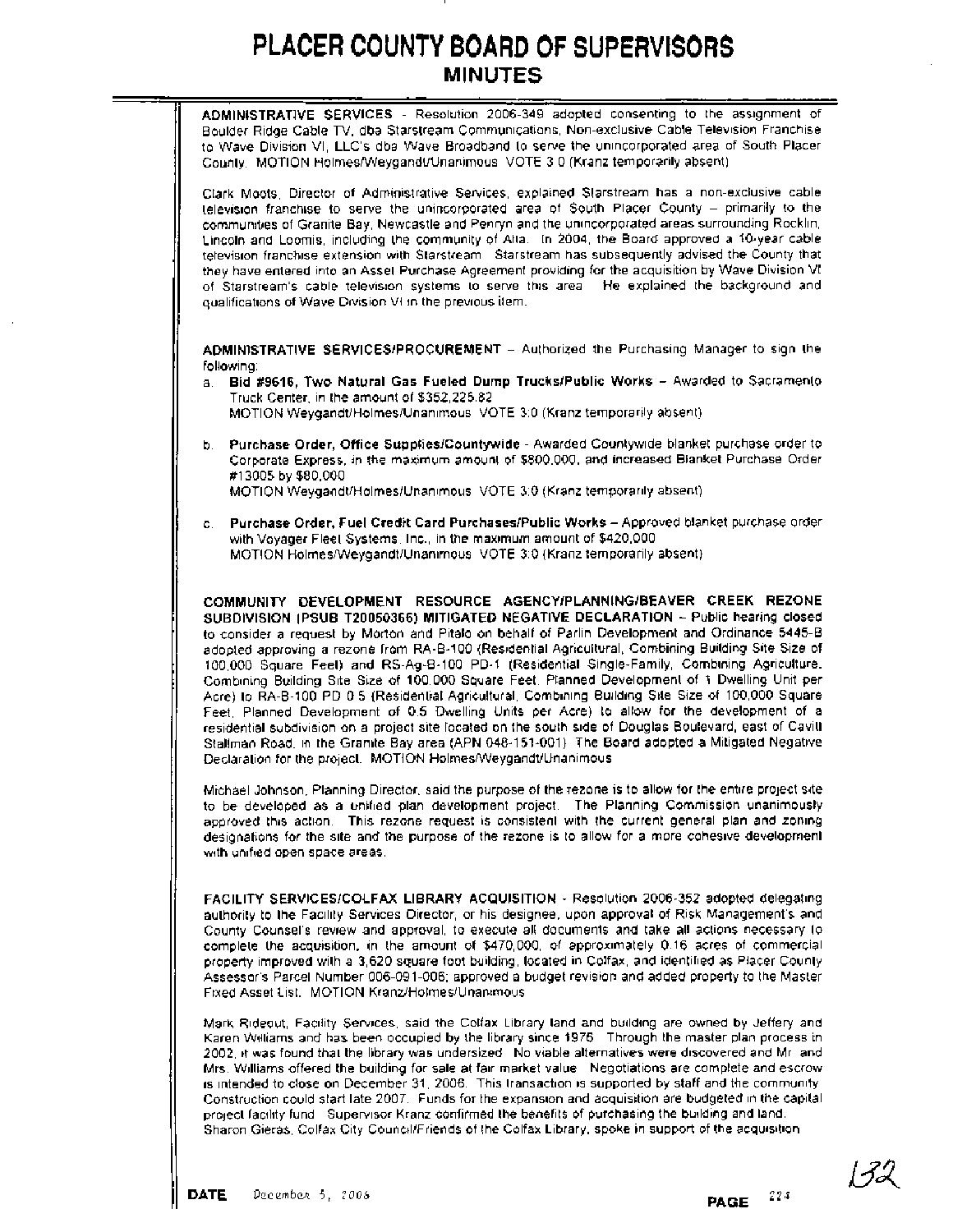**ADMINISTRATIVE SERVICES** - Resolution 2006-349 adopted consenting to the assignment of Boulder Ridge Cable TV, dba Starstream Communications, Non-exclusive Cable Television Franchise to Wave Division VI, LLC's dba Wave Broadband to serve the unincorporated area of South Placer County. MOTION Holmes/Weygandt/Unanimous VOTE 3:0 (Kranz temporarily absent)

Clark Moots, Director of Administrative Services, explained Starstream has a non-exclusive cable television franchise to serve the unincorporated area of South Placer County – primarily to the communities of Granite Bay, Newcastle and Penryn and the unincorporated areas surrounding Rocklin, Lincoln and Loomis, including the community of Alta. In 2004, the Board approved a 10-year cable television franchise extension with Starstream. Starstream has subsequently advised the County that they have entered into an Asset Purchase Agreement providing for the acquisition by Wave Division VI of Starstream's cable television systems to serve this area. He explained the background and qualifications of Wave Division VI in the previous item.

**ADMINISTRATIVE SERVICES/PROCUREMENT** – Authorized the Purchasing Manager to sign the following:

a. **Bid #9616, Two Natural Gas Fueled Dump Trucks/Public Works** – Awarded to Sacramento Truck Center, in the amount of $352,225.82
MOTION Weygandt/Holmes/Unanimous VOTE 3:0 (Kranz temporarily absent)

b. **Purchase Order, Office Supplies/Countywide** - Awarded Countywide blanket purchase order to Corporate Express, in the maximum amount of $800,000, and increased Blanket Purchase Order #13005 by $80,000
MOTION Weygandt/Holmes/Unanimous VOTE 3:0 (Kranz temporarily absent)

c. **Purchase Order, Fuel Credit Card Purchases/Public Works** – Approved blanket purchase order with Voyager Fleet Systems, Inc., in the maximum amount of $420,000
MOTION Holmes/Weygandt/Unanimous VOTE 3:0 (Kranz temporarily absent)

**COMMUNITY DEVELOPMENT RESOURCE AGENCY/PLANNING/BEAVER CREEK REZONE SUBDIVISION (PSUB T20050366) MITIGATED NEGATIVE DECLARATION** – Public hearing closed to consider a request by Morton and Pitalo on behalf of Parlin Development and Ordinance 5445-B adopted approving a rezone from RA-B-100 (Residential Agricultural, Combining Building Site Size of 100,000 Square Feet) and RS-Ag-B-100 PD-1 (Residential Single-Family, Combining Agriculture, Combining Building Site Size of 100,000 Square Feet, Planned Development of 1 Dwelling Unit per Acre) to RA-B-100 PD 0.5 (Residential Agricultural, Combining Building Site Size of 100,000 Square Feet, Planned Development of 0.5 Dwelling Units per Acre) to allow for the development of a residential subdivision on a project site located on the south side of Douglas Boulevard, east of Cavitt Stallman Road, in the Granite Bay area (APN 048-151-001). The Board adopted a Mitigated Negative Declaration for the project. MOTION Holmes/Weygandt/Unanimous

Michael Johnson, Planning Director, said the purpose of the rezone is to allow for the entire project site to be developed as a unified plan development project. The Planning Commission unanimously approved this action. This rezone request is consistent with the current general plan and zoning designations for the site and the purpose of the rezone is to allow for a more cohesive development with unified open space areas.

**FACILITY SERVICES/COLFAX LIBRARY ACQUISITION** - Resolution 2006-352 adopted delegating authority to the Facility Services Director, or his designee, upon approval of Risk Management's and County Counsel's review and approval, to execute all documents and take all actions necessary to complete the acquisition, in the amount of $470,000, of approximately 0.16 acres of commercial property improved with a 3,620 square foot building, located in Colfax, and identified as Placer County Assessor's Parcel Number 006-091-006; approved a budget revision and added property to the Master Fixed Asset List. MOTION Kranz/Holmes/Unanimous

Mark Rideout, Facility Services, said the Colfax Library land and building are owned by Jeffery and Karen Williams and has been occupied by the library since 1975. Through the master plan process in 2002, it was found that the library was undersized. No viable alternatives were discovered and Mr. and Mrs. Williams offered the building for sale at fair market value. Negotiations are complete and escrow is intended to close on December 31, 2006. This transaction is supported by staff and the community. Construction could start late 2007. Funds for the expansion and acquisition are budgeted in the capital project facility fund. Supervisor Kranz confirmed the benefits of purchasing the building and land. Sharon Gieras, Colfax City Council/Friends of the Colfax Library, spoke in support of the acquisition.

DATE December 5, 2006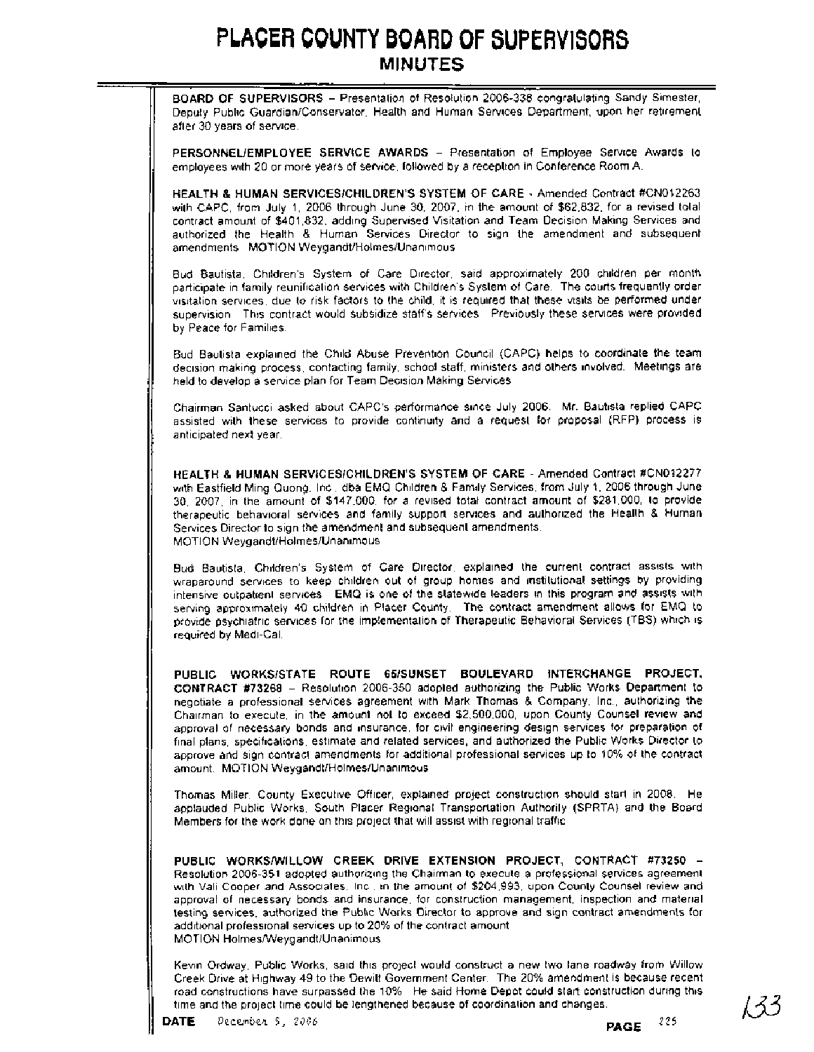**BOARD OF SUPERVISORS** – Presentation of Resolution 2006-338 congratulating Sandy Simester, Deputy Public Guardian/Conservator, Health and Human Services Department, upon her retirement after 30 years of service.

**PERSONNEL/EMPLOYEE SERVICE AWARDS** – Presentation of Employee Service Awards to employees with 20 or more years of service, followed by a reception in Conference Room A.

**HEALTH & HUMAN SERVICES/CHILDREN'S SYSTEM OF CARE** - Amended Contract #CN012263 with CAPC, from July 1, 2006 through June 30, 2007, in the amount of $62,832, for a revised total contract amount of $401,832, adding Supervised Visitation and Team Decision Making Services and authorized the Health & Human Services Director to sign the amendment and subsequent amendments. MOTION Weygandt/Holmes/Unanimous

Bud Bautista, Children's System of Care Director, said approximately 200 children per month participate in family reunification services with Children's System of Care. The courts frequently order visitation services, due to risk factors to the child, it is required that these visits be performed under supervision. This contract would subsidize staff's services. Previously these services were provided by Peace for Families.

Bud Bautista explained the Child Abuse Prevention Council (CAPC) helps to coordinate the team decision making process, contacting family, school staff, ministers and others involved. Meetings are held to develop a service plan for Team Decision Making Services.

Chairman Santucci asked about CAPC's performance since July 2006. Mr. Bautista replied CAPC assisted with these services to provide continuity and a request for proposal (RFP) process is anticipated next year.

**HEALTH & HUMAN SERVICES/CHILDREN'S SYSTEM OF CARE** - Amended Contract #CN012277 with Eastfield Ming Quong, Inc., dba EMQ Children & Family Services, from July 1, 2006 through June 30, 2007, in the amount of $147,000, for a revised total contract amount of $281,000, to provide therapeutic behavioral services and family support services and authorized the Health & Human Services Director to sign the amendment and subsequent amendments.
MOTION Weygandt/Holmes/Unanimous

Bud Bautista, Children's System of Care Director, explained the current contract assists with wraparound services to keep children out of group homes and institutional settings by providing intensive outpatient services. EMQ is one of the statewide leaders in this program and assists with serving approximately 40 children in Placer County. The contract amendment allows for EMQ to provide psychiatric services for the implementation of Therapeutic Behavioral Services (TBS) which is required by Medi-Cal.

**PUBLIC WORKS/STATE ROUTE 65/SUNSET BOULEVARD INTERCHANGE PROJECT, CONTRACT #73268** – Resolution 2006-350 adopted authorizing the Public Works Department to negotiate a professional services agreement with Mark Thomas & Company, Inc., authorizing the Chairman to execute, in the amount not to exceed $2,500,000, upon County Counsel review and approval of necessary bonds and insurance, for civil engineering design services for preparation of final plans, specifications, estimate and related services, and authorized the Public Works Director to approve and sign contract amendments for additional professional services up to 10% of the contract amount. MOTION Weygandt/Holmes/Unanimous

Thomas Miller, County Executive Officer, explained project construction should start in 2008. He applauded Public Works, South Placer Regional Transportation Authority (SPRTA) and the Board Members for the work done on this project that will assist with regional traffic.

**PUBLIC WORKS/WILLOW CREEK DRIVE EXTENSION PROJECT, CONTRACT #73250** – Resolution 2006-351 adopted authorizing the Chairman to execute a professional services agreement with Vali Cooper and Associates, Inc., in the amount of $204,993, upon County Counsel review and approval of necessary bonds and insurance, for construction management, inspection and material testing services, authorized the Public Works Director to approve and sign contract amendments for additional professional services up to 20% of the contract amount.
MOTION Holmes/Weygandt/Unanimous

Kevin Ordway, Public Works, said this project would construct a new two lane roadway from Willow Creek Drive at Highway 49 to the Dewitt Government Center. The 20% amendment is because recent road constructions have surpassed the 10%. He said Home Depot could start construction during this time and the project time could be lengthened because of coordination and changes.

DATE December 5, 2006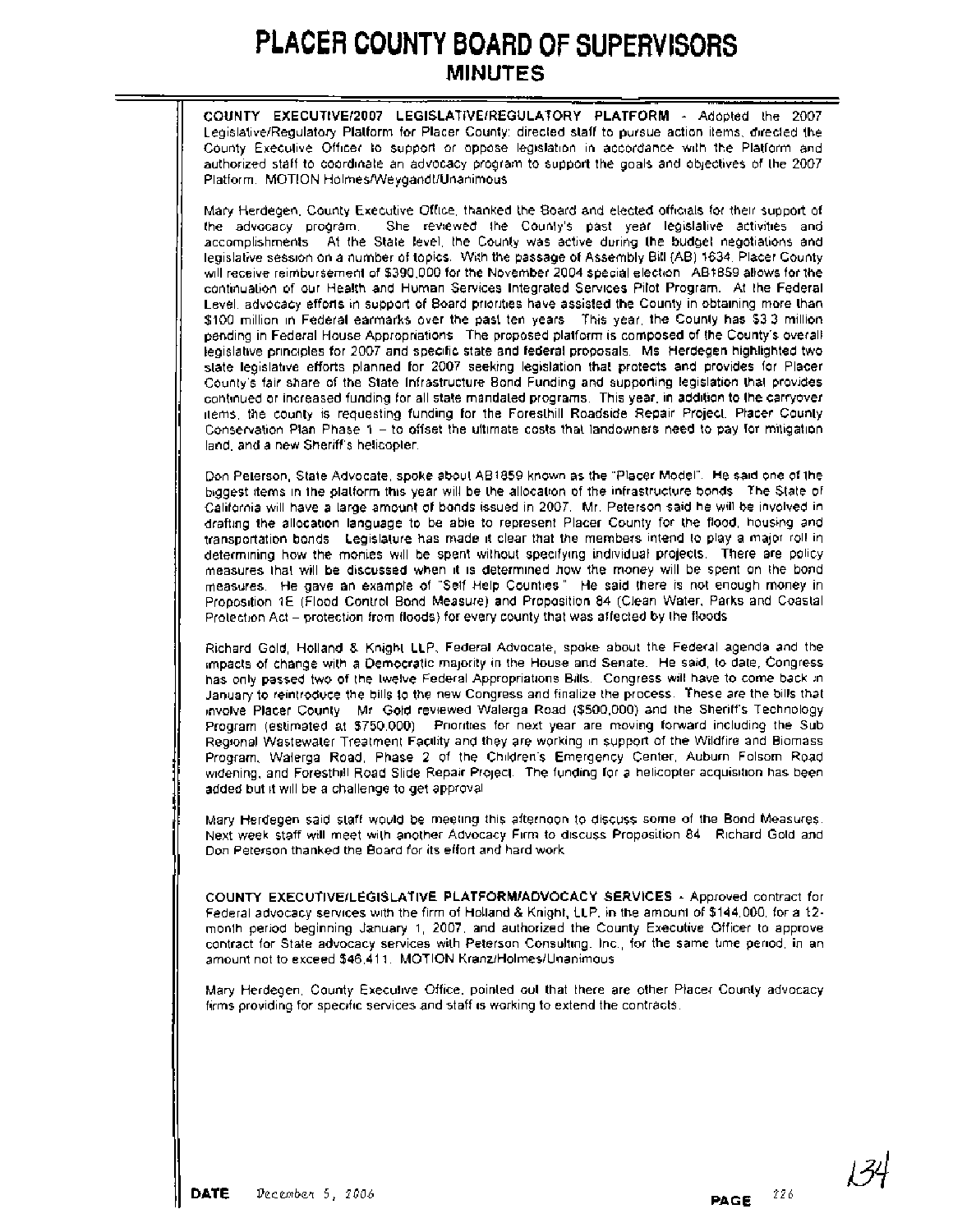**COUNTY EXECUTIVE/2007 LEGISLATIVE/REGULATORY PLATFORM** - Adopted the 2007 Legislative/Regulatory Platform for Placer County; directed staff to pursue action items, directed the County Executive Officer to support or oppose legislation in accordance with the Platform and authorized staff to coordinate an advocacy program to support the goals and objectives of the 2007 Platform. MOTION Holmes/Weygandt/Unanimous

Mary Herdegen, County Executive Office, thanked the Board and elected officials for their support of the advocacy program. She reviewed the County's past year legislative activities and accomplishments. At the State level, the County was active during the budget negotiations and legislative session on a number of topics. With the passage of Assembly Bill (AB) 1634, Placer County will receive reimbursement of $390,000 for the November 2004 special election. AB1859 allows for the continuation of our Health and Human Services Integrated Services Pilot Program. At the Federal Level, advocacy efforts in support of Board priorities have assisted the County in obtaining more than $100 million in Federal earmarks over the past ten years. This year, the County has $3.3 million pending in Federal House Appropriations. The proposed platform is composed of the County's overall legislative principles for 2007 and specific state and federal proposals. Ms. Herdegen highlighted two state legislative efforts planned for 2007 seeking legislation that protects and provides for Placer County's fair share of the State Infrastructure Bond Funding and supporting legislation that provides continued or increased funding for all state mandated programs. This year, in addition to the carryover items, the county is requesting funding for the Foresthill Roadside Repair Project, Placer County Conservation Plan Phase 1 – to offset the ultimate costs that landowners need to pay for mitigation land, and a new Sheriff's helicopter.

Don Peterson, State Advocate, spoke about AB1859 known as the "Placer Model". He said one of the biggest items in the platform this year will be the allocation of the infrastructure bonds. The State of California will have a large amount of bonds issued in 2007. Mr. Peterson said he will be involved in drafting the allocation language to be able to represent Placer County for the flood, housing and transportation bonds. Legislature has made it clear that the members intend to play a major roll in determining how the monies will be spent without specifying individual projects. There are policy measures that will be discussed when it is determined how the money will be spent on the bond measures. He gave an example of "Self Help Counties." He said there is not enough money in Proposition 1E (Flood Control Bond Measure) and Proposition 84 (Clean Water, Parks and Coastal Protection Act – protection from floods) for every county that was affected by the floods.

Richard Gold, Holland & Knight LLP, Federal Advocate, spoke about the Federal agenda and the impacts of change with a Democratic majority in the House and Senate. He said, to date, Congress has only passed two of the twelve Federal Appropriations Bills. Congress will have to come back in January to reintroduce the bills to the new Congress and finalize the process. These are the bills that involve Placer County. Mr. Gold reviewed Walerga Road ($500,000) and the Sheriff's Technology Program (estimated at $750,000). Priorities for next year are moving forward including the Sub Regional Wastewater Treatment Facility and they are working in support of the Wildfire and Biomass Program, Walerga Road, Phase 2 of the Children's Emergency Center, Auburn Folsom Road widening, and Foresthill Road Slide Repair Project. The funding for a helicopter acquisition has been added but it will be a challenge to get approval.

Mary Herdegen said staff would be meeting this afternoon to discuss some of the Bond Measures. Next week staff will meet with another Advocacy Firm to discuss Proposition 84. Richard Gold and Don Peterson thanked the Board for its effort and hard work.

**COUNTY EXECUTIVE/LEGISLATIVE PLATFORM/ADVOCACY SERVICES** - Approved contract for Federal advocacy services with the firm of Holland & Knight, LLP, in the amount of $144,000, for a 12-month period beginning January 1, 2007, and authorized the County Executive Officer to approve contract for State advocacy services with Peterson Consulting, Inc., for the same time period, in an amount not to exceed $46,411. MOTION Kranz/Holmes/Unanimous

Mary Herdegen, County Executive Office, pointed out that there are other Placer County advocacy firms providing for specific services and staff is working to extend the contracts.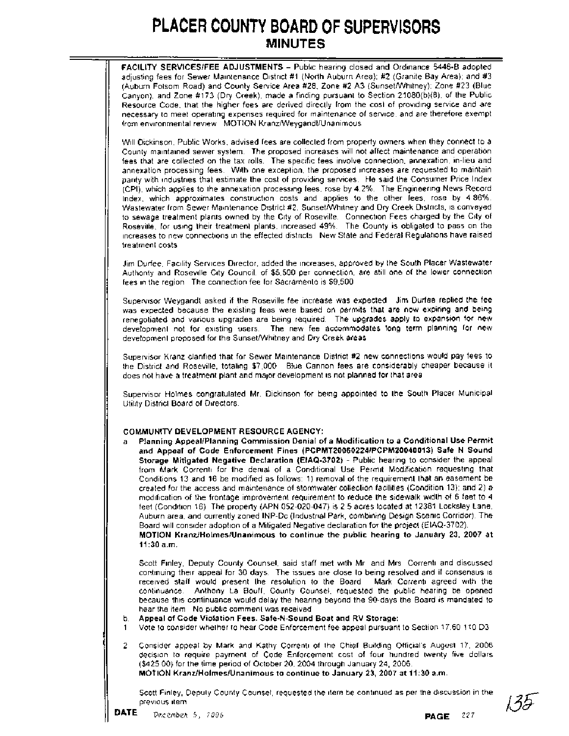# PLACER COUNTY BOARD OF SUPERVISORS
## MINUTES

**FACILITY SERVICES/FEE ADJUSTMENTS** – Public hearing closed and Ordinance 5446-B adopted adjusting fees for Sewer Maintenance District #1 (North Auburn Area); #2 (Granite Bay Area); and #3 (Auburn Folsom Road) and County Service Area #28, Zone #2 A3 (Sunset/Whitney); Zone #23 (Blue Canyon), and Zone #173 (Dry Creek), made a finding pursuant to Section 21080(b)(8), of the Public Resource Code, that the higher fees are derived directly from the cost of providing service and are necessary to meet operating expenses required for maintenance of service, and are therefore exempt from environmental review. MOTION Kranz/Weygandt/Unanimous

Will Dickinson, Public Works, advised fees are collected from property owners when they connect to a County maintained sewer system. The proposed increases will not affect maintenance and operation fees that are collected on the tax rolls. The specific fees involve connection, annexation, in-lieu and annexation processing fees. With one exception, the proposed increases are requested to maintain parity with industries that estimate the cost of providing services. He said the Consumer Price Index (CPI), which applies to the annexation processing fees, rose by 4.2%. The Engineering News Record Index, which approximates construction costs and applies to the other fees, rose by 4.86%. Wastewater from Sewer Maintenance District #2, Sunset/Whitney and Dry Creek Districts, is conveyed to sewage treatment plants owned by the City of Roseville. Connection Fees charged by the City of Roseville, for using their treatment plants, increased 49%. The County is obligated to pass on the increases to new connections in the effected districts. New State and Federal Regulations have raised treatment costs.

Jim Durfee, Facility Services Director, added the increases, approved by the South Placer Wastewater Authority and Roseville City Council, of $5,500 per connection, are still one of the lower connection fees in the region. The connection fee for Sacramento is $9,500.

Supervisor Weygandt asked if the Roseville fee increase was expected. Jim Durfee replied the fee was expected because the existing fees were based on permits that are now expiring and being renegotiated and various upgrades are being required. The upgrades apply to expansion for new development not for existing users. The new fee accommodates long term planning for new development proposed for the Sunset/Whitney and Dry Creek areas.

Supervisor Kranz clarified that for Sewer Maintenance District #2 new connections would pay fees to the District and Roseville, totaling $7,000. Blue Cannon fees are considerably cheaper because it does not have a treatment plant and major development is not planned for that area.

Supervisor Holmes congratulated Mr. Dickinson for being appointed to the South Placer Municipal Utility District Board of Directors.

**COMMUNITY DEVELOPMENT RESOURCE AGENCY:**

a. **Planning Appeal/Planning Commission Denial of a Modification to a Conditional Use Permit and Appeal of Code Enforcement Fines (PCPMT20060224/PCPM20040013) Safe N Sound Storage Mitigated Negative Declaration (EIAQ-3702)** - Public hearing to consider the appeal from Mark Correnti for the denial of a Conditional Use Permit Modification requesting that Conditions 13 and 16 be modified as follows: 1) removal of the requirement that an easement be created for the access and maintenance of stormwater collection facilities (Condition 13); and 2) a modification of the frontage improvement requirement to reduce the sidewalk width of 6 feet to 4 feet (Condition 16). The property (APN 052-020-047) is 2.5 acres located at 12381 Locksley Lane, Auburn area, and currently zoned INP-Dc (Industrial Park, combining Design Scenic Corridor). The Board will consider adoption of a Mitigated Negative declaration for the project (EIAQ-3702).
**MOTION Kranz/Holmes/Unanimous to continue the public hearing to January 23, 2007 at 11:30 a.m.**

Scott Finley, Deputy County Counsel, said staff met with Mr. and Mrs. Correnti and discussed continuing their appeal for 30 days. The issues are close to being resolved and if consensus is received staff would present the resolution to the Board. Mark Correnti agreed with the continuance. Anthony La Bouff, County Counsel, requested the public hearing be opened because this continuance would delay the hearing beyond the 90-days the Board is mandated to hear the item. No public comment was received.

b. **Appeal of Code Violation Fees. Safe-N-Sound Boat and RV Storage:**

1. Vote to consider whether to hear Code Enforcement fee appeal pursuant to Section 17.60.110 D3.

2. Consider appeal by Mark and Kathy Correnti of the Chief Building Official's August 17, 2006 decision to require payment of Code Enforcement cost of four hundred twenty five dollars ($425.00) for the time period of October 20, 2004 through January 24, 2006.
**MOTION Kranz/Holmes/Unanimous to continue to January 23, 2007 at 11:30 a.m.**

Scott Finley, Deputy County Counsel, requested the item be continued as per the discussion in the previous item.

**DATE** December 5, 2006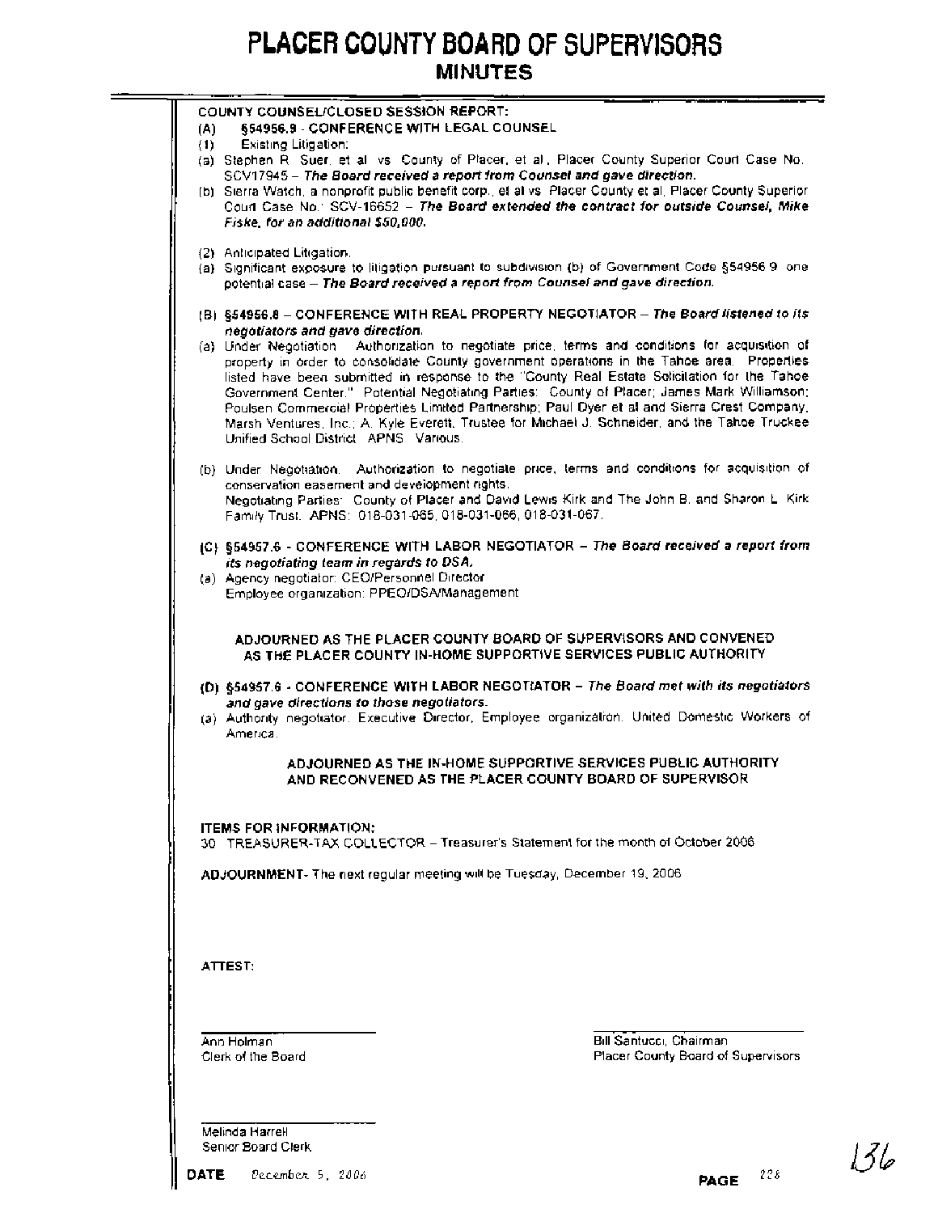# PLACER COUNTY BOARD OF SUPERVISORS
## MINUTES

**COUNTY COUNSEL/CLOSED SESSION REPORT:**

**(A) §54956.9 - CONFERENCE WITH LEGAL COUNSEL**

(1) Existing Litigation:

(a) Stephen R. Suer, et al vs. County of Placer, et al., Placer County Superior Court Case No. SCV17945 – ***The Board received a report from Counsel and gave direction.***

(b) Sierra Watch, a nonprofit public benefit corp., et al vs. Placer County et al, Placer County Superior Court Case No.: SCV-16652 – ***The Board extended the contract for outside Counsel, Mike Fiske, for an additional $50,000.***

(2) Anticipated Litigation.

(a) Significant exposure to litigation pursuant to subdivision (b) of Government Code §54956.9: one potential case – ***The Board received a report from Counsel and gave direction.***

**(B) §54956.8 – CONFERENCE WITH REAL PROPERTY NEGOTIATOR** – ***The Board listened to its negotiators and gave direction.***

(a) Under Negotiation: Authorization to negotiate price, terms and conditions for acquisition of property in order to consolidate County government operations in the Tahoe area. Properties listed have been submitted in response to the "County Real Estate Solicitation for the Tahoe Government Center." Potential Negotiating Parties: County of Placer; James Mark Williamson; Poulsen Commercial Properties Limited Partnership; Paul Dyer et al and Sierra Crest Company, Marsh Ventures, Inc.; A. Kyle Everett, Trustee for Michael J. Schneider, and the Tahoe Truckee Unified School District. APNS: Various.

(b) Under Negotiation: Authorization to negotiate price, terms and conditions for acquisition of conservation easement and development rights.
Negotiating Parties: County of Placer and David Lewis Kirk and The John B. and Sharon L. Kirk Family Trust. APNS: 018-031-065, 018-031-066, 018-031-067.

**(C) §54957.6 - CONFERENCE WITH LABOR NEGOTIATOR** – ***The Board received a report from its negotiating team in regards to DSA.***

(a) Agency negotiator: CEO/Personnel Director
Employee organization: PPEO/DSA/Management

**ADJOURNED AS THE PLACER COUNTY BOARD OF SUPERVISORS AND CONVENED AS THE PLACER COUNTY IN-HOME SUPPORTIVE SERVICES PUBLIC AUTHORITY**

**(D) §54957.6 - CONFERENCE WITH LABOR NEGOTIATOR** – ***The Board met with its negotiators and gave directions to those negotiators.***

(a) Authority negotiator: Executive Director, Employee organization: United Domestic Workers of America.

**ADJOURNED AS THE IN-HOME SUPPORTIVE SERVICES PUBLIC AUTHORITY AND RECONVENED AS THE PLACER COUNTY BOARD OF SUPERVISOR**

**ITEMS FOR INFORMATION:**

30 TREASURER-TAX COLLECTOR – Treasurer's Statement for the month of October 2006

**ADJOURNMENT**- The next regular meeting will be Tuesday, December 19, 2006

**ATTEST:**

Ann Holman
Clerk of the Board

Bill Santucci, Chairman
Placer County Board of Supervisors

Melinda Harrell
Senior Board Clerk

**DATE** December 5, 2006